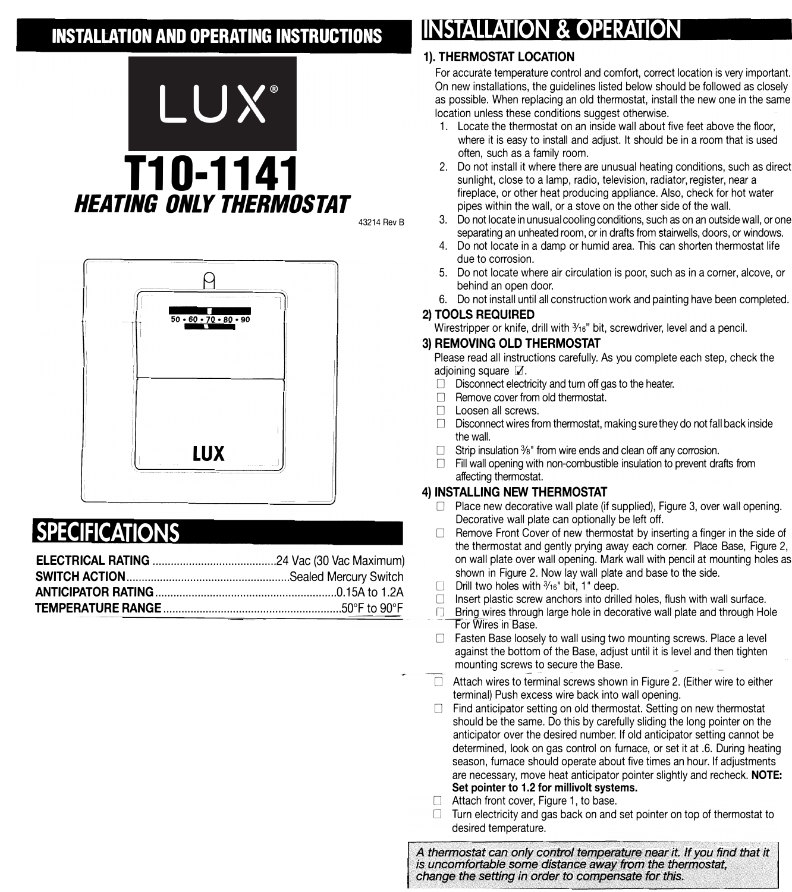# INSTALLATION AND OPERATING INSTRUCTIONS

LUX®

# T10-1141

## *HEATING ONLY THERMOSTAT*

43214 Rev B

50 • 60 • 70 • 80 • 90

LUX

## SPECIFICATIONS

| | |
|---|---|
| **ELECTRICAL RATING** | 24 Vac (30 Vac Maximum) |
| **SWITCH ACTION** | Sealed Mercury Switch |
| **ANTICIPATOR RATING** | 0.15A to 1.2A |
| **TEMPERATURE RANGE** | 50°F to 90°F |

## INSTALLATION & OPERATION

### 1). THERMOSTAT LOCATION

For accurate temperature control and comfort, correct location is very important. On new installations, the guidelines listed below should be followed as closely as possible. When replacing an old thermostat, install the new one in the same location unless these conditions suggest otherwise.

1. Locate the thermostat on an inside wall about five feet above the floor, where it is easy to install and adjust. It should be in a room that is used often, such as a family room.
2. Do not install it where there are unusual heating conditions, such as direct sunlight, close to a lamp, radio, television, radiator, register, near a fireplace, or other heat producing appliance. Also, check for hot water pipes within the wall, or a stove on the other side of the wall.
3. Do not locate in unusual cooling conditions, such as on an outside wall, or one separating an unheated room, or in drafts from stairwells, doors, or windows.
4. Do not locate in a damp or humid area. This can shorten thermostat life due to corrosion.
5. Do not locate where air circulation is poor, such as in a corner, alcove, or behind an open door.
6. Do not install until all construction work and painting have been completed.

### 2) TOOLS REQUIRED

Wirestripper or knife, drill with 3/16" bit, screwdriver, level and a pencil.

### 3) REMOVING OLD THERMOSTAT

Please read all instructions carefully. As you complete each step, check the adjoining square ☑.

- ☐ Disconnect electricity and turn off gas to the heater.
- ☐ Remove cover from old thermostat.
- ☐ Loosen all screws.
- ☐ Disconnect wires from thermostat, making sure they do not fall back inside the wall.
- ☐ Strip insulation 3/8" from wire ends and clean off any corrosion.
- ☐ Fill wall opening with non-combustible insulation to prevent drafts from affecting thermostat.

### 4) INSTALLING NEW THERMOSTAT

- ☐ Place new decorative wall plate (if supplied), Figure 3, over wall opening. Decorative wall plate can optionally be left off.
- ☐ Remove Front Cover of new thermostat by inserting a finger in the side of the thermostat and gently prying away each corner. Place Base, Figure 2, on wall plate over wall opening. Mark wall with pencil at mounting holes as shown in Figure 2. Now lay wall plate and base to the side.
- ☐ Drill two holes with 3/16" bit, 1" deep.
- ☐ Insert plastic screw anchors into drilled holes, flush with wall surface.
- ☐ Bring wires through large hole in decorative wall plate and through Hole For Wires in Base.
- ☐ Fasten Base loosely to wall using two mounting screws. Place a level against the bottom of the Base, adjust until it is level and then tighten mounting screws to secure the Base.
- ☐ Attach wires to terminal screws shown in Figure 2. (Either wire to either terminal) Push excess wire back into wall opening.
- ☐ Find anticipator setting on old thermostat. Setting on new thermostat should be the same. Do this by carefully sliding the long pointer on the anticipator over the desired number. If old anticipator setting cannot be determined, look on gas control on furnace, or set it at .6. During heating season, furnace should operate about five times an hour. If adjustments are necessary, move heat anticipator pointer slightly and recheck. **NOTE: Set pointer to 1.2 for millivolt systems.**
- ☐ Attach front cover, Figure 1, to base.
- ☐ Turn electricity and gas back on and set pointer on top of thermostat to desired temperature.

*A thermostat can only control temperature near it. If you find that it is uncomfortable some distance away from the thermostat, change the setting in order to compensate for this.*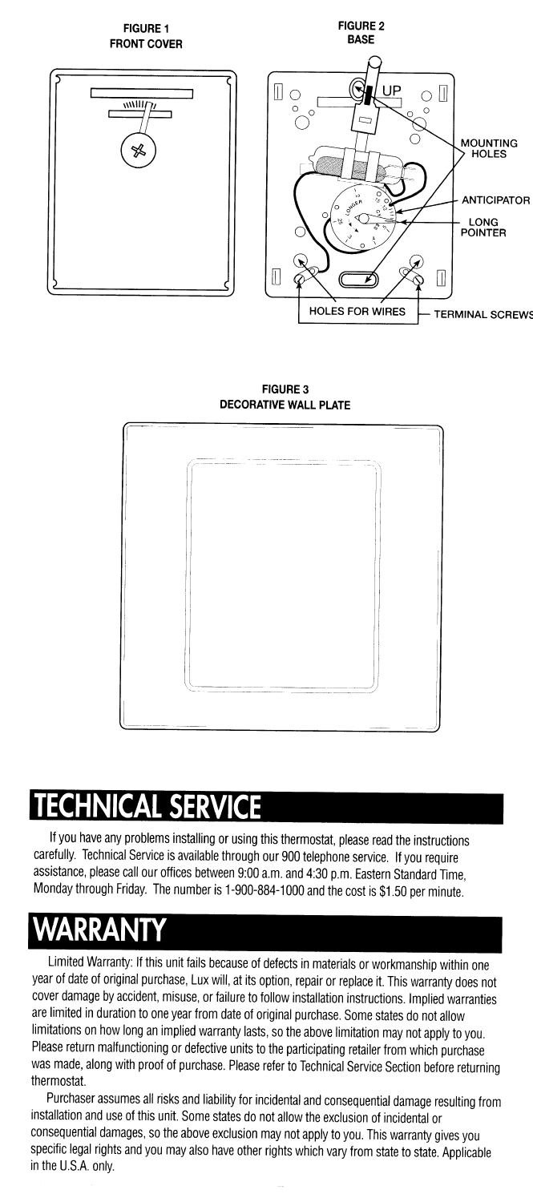**FIGURE 1**
**FRONT COVER**

**FIGURE 2**
**BASE**

UP

MOUNTING HOLES

ANTICIPATOR

LONG POINTER

HOLES FOR WIRES

TERMINAL SCREWS

**FIGURE 3**
**DECORATIVE WALL PLATE**

# TECHNICAL SERVICE

If you have any problems installing or using this thermostat, please read the instructions carefully. Technical Service is available through our 900 telephone service. If you require assistance, please call our offices between 9:00 a.m. and 4:30 p.m. Eastern Standard Time, Monday through Friday. The number is 1-900-884-1000 and the cost is $1.50 per minute.

# WARRANTY

Limited Warranty: If this unit fails because of defects in materials or workmanship within one year of date of original purchase, Lux will, at its option, repair or replace it. This warranty does not cover damage by accident, misuse, or failure to follow installation instructions. Implied warranties are limited in duration to one year from date of original purchase. Some states do not allow limitations on how long an implied warranty lasts, so the above limitation may not apply to you. Please return malfunctioning or defective units to the participating retailer from which purchase was made, along with proof of purchase. Please refer to Technical Service Section before returning thermostat.

Purchaser assumes all risks and liability for incidental and consequential damage resulting from installation and use of this unit. Some states do not allow the exclusion of incidental or consequential damages, so the above exclusion may not apply to you. This warranty gives you specific legal rights and you may also have other rights which vary from state to state. Applicable in the U.S.A. only.